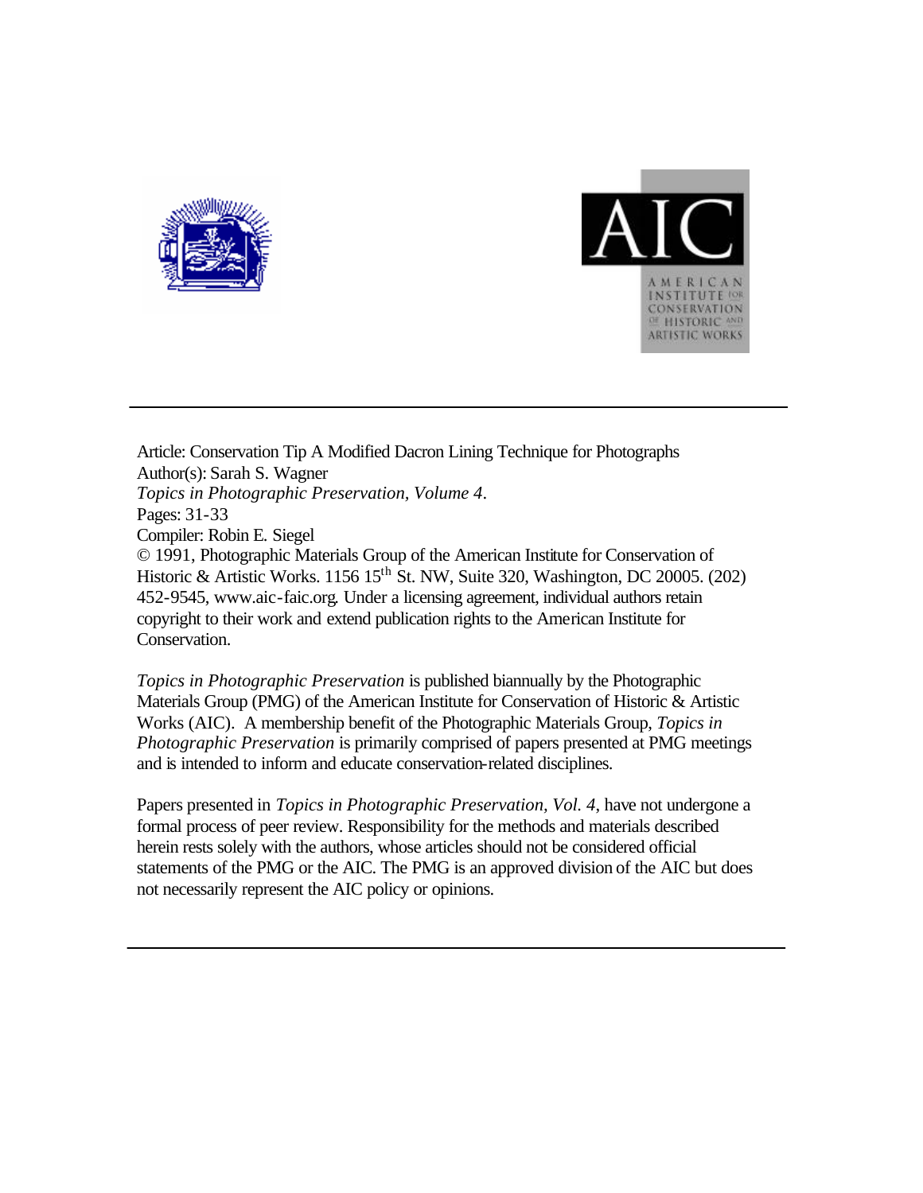AIC

AMERICAN INSTITUTE FOR CONSERVATION OF HISTORIC AND ARTISTIC WORKS

---

Article: Conservation Tip A Modified Dacron Lining Technique for Photographs
Author(s): Sarah S. Wagner
*Topics in Photographic Preservation, Volume 4*.
Pages: 31-33
Compiler: Robin E. Siegel
© 1991, Photographic Materials Group of the American Institute for Conservation of Historic & Artistic Works. 1156 15th St. NW, Suite 320, Washington, DC 20005. (202) 452-9545, www.aic-faic.org. Under a licensing agreement, individual authors retain copyright to their work and extend publication rights to the American Institute for Conservation.

*Topics in Photographic Preservation* is published biannually by the Photographic Materials Group (PMG) of the American Institute for Conservation of Historic & Artistic Works (AIC). A membership benefit of the Photographic Materials Group, *Topics in Photographic Preservation* is primarily comprised of papers presented at PMG meetings and is intended to inform and educate conservation-related disciplines.

Papers presented in *Topics in Photographic Preservation, Vol. 4*, have not undergone a formal process of peer review. Responsibility for the methods and materials described herein rests solely with the authors, whose articles should not be considered official statements of the PMG or the AIC. The PMG is an approved division of the AIC but does not necessarily represent the AIC policy or opinions.

---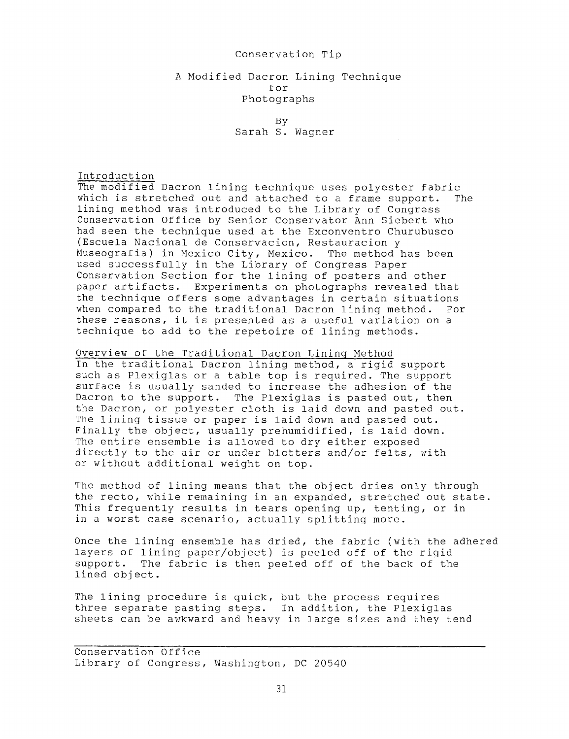Conservation Tip

# A Modified Dacron Lining Technique for Photographs

By
Sarah S. Wagner

## Introduction

The modified Dacron lining technique uses polyester fabric which is stretched out and attached to a frame support. The lining method was introduced to the Library of Congress Conservation Office by Senior Conservator Ann Siebert who had seen the technique used at the Exconventro Churubusco (Escuela Nacional de Conservacion, Restauracion y Museografia) in Mexico City, Mexico. The method has been used successfully in the Library of Congress Paper Conservation Section for the lining of posters and other paper artifacts. Experiments on photographs revealed that the technique offers some advantages in certain situations when compared to the traditional Dacron lining method. For these reasons, it is presented as a useful variation on a technique to add to the repetoire of lining methods.

## Overview of the Traditional Dacron Lining Method

In the traditional Dacron lining method, a rigid support such as Plexiglas or a table top is required. The support surface is usually sanded to increase the adhesion of the Dacron to the support. The Plexiglas is pasted out, then the Dacron, or polyester cloth is laid down and pasted out. The lining tissue or paper is laid down and pasted out. Finally the object, usually prehumidified, is laid down. The entire ensemble is allowed to dry either exposed directly to the air or under blotters and/or felts, with or without additional weight on top.

The method of lining means that the object dries only through the recto, while remaining in an expanded, stretched out state. This frequently results in tears opening up, tenting, or in in a worst case scenario, actually splitting more.

Once the lining ensemble has dried, the fabric (with the adhered layers of lining paper/object) is peeled off of the rigid support. The fabric is then peeled off of the back of the lined object.

The lining procedure is quick, but the process requires three separate pasting steps. In addition, the Plexiglas sheets can be awkward and heavy in large sizes and they tend

---

Conservation Office
Library of Congress, Washington, DC 20540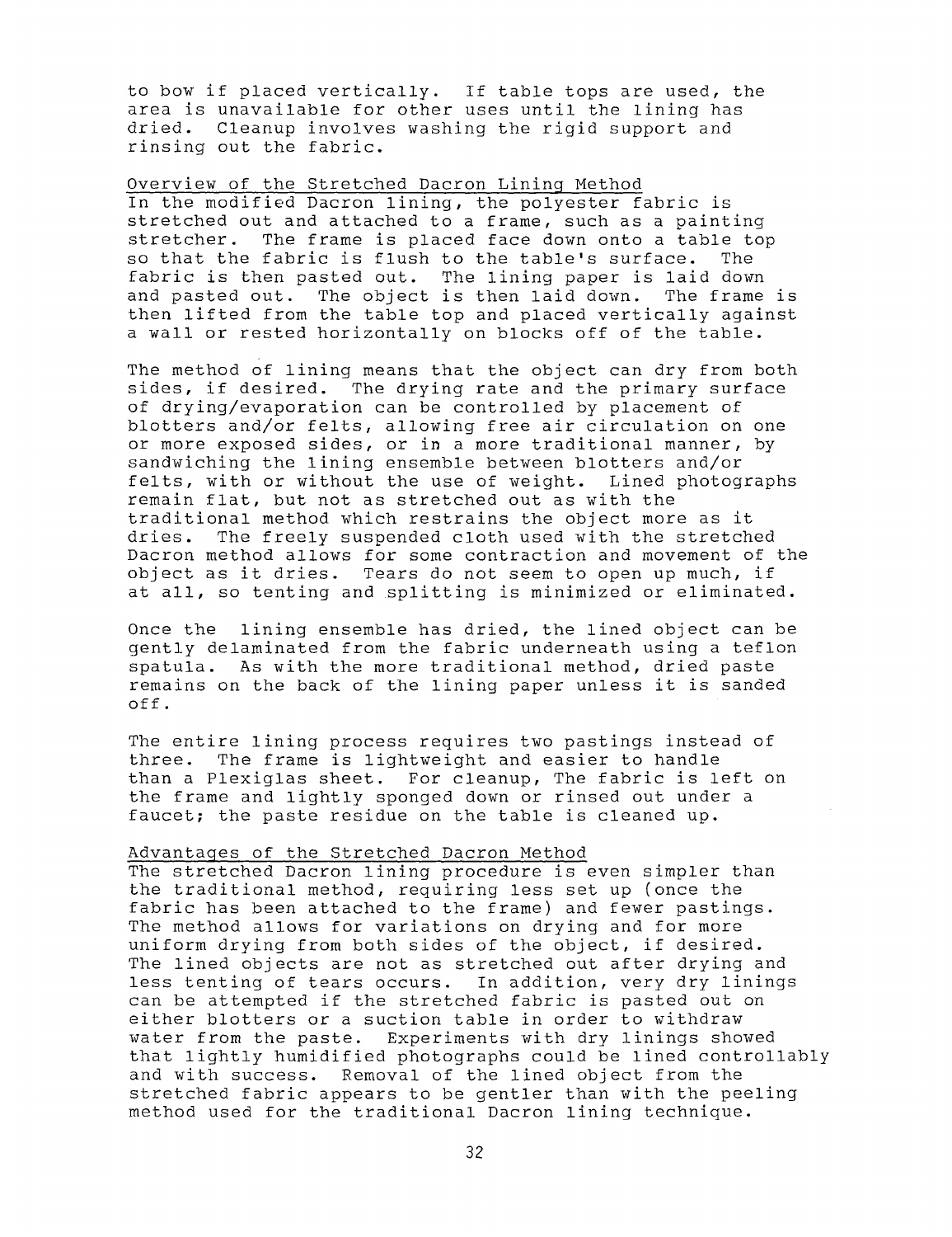to bow if placed vertically. If table tops are used, the area is unavailable for other uses until the lining has dried. Cleanup involves washing the rigid support and rinsing out the fabric.

## Overview of the Stretched Dacron Lining Method

In the modified Dacron lining, the polyester fabric is stretched out and attached to a frame, such as a painting stretcher. The frame is placed face down onto a table top so that the fabric is flush to the table's surface. The fabric is then pasted out. The lining paper is laid down and pasted out. The object is then laid down. The frame is then lifted from the table top and placed vertically against a wall or rested horizontally on blocks off of the table.

The method of lining means that the object can dry from both sides, if desired. The drying rate and the primary surface of drying/evaporation can be controlled by placement of blotters and/or felts, allowing free air circulation on one or more exposed sides, or in a more traditional manner, by sandwiching the lining ensemble between blotters and/or felts, with or without the use of weight. Lined photographs remain flat, but not as stretched out as with the traditional method which restrains the object more as it dries. The freely suspended cloth used with the stretched Dacron method allows for some contraction and movement of the object as it dries. Tears do not seem to open up much, if at all, so tenting and splitting is minimized or eliminated.

Once the lining ensemble has dried, the lined object can be gently delaminated from the fabric underneath using a teflon spatula. As with the more traditional method, dried paste remains on the back of the lining paper unless it is sanded off.

The entire lining process requires two pastings instead of three. The frame is lightweight and easier to handle than a Plexiglas sheet. For cleanup, The fabric is left on the frame and lightly sponged down or rinsed out under a faucet; the paste residue on the table is cleaned up.

## Advantages of the Stretched Dacron Method

The stretched Dacron lining procedure is even simpler than the traditional method, requiring less set up (once the fabric has been attached to the frame) and fewer pastings. The method allows for variations on drying and for more uniform drying from both sides of the object, if desired. The lined objects are not as stretched out after drying and less tenting of tears occurs. In addition, very dry linings can be attempted if the stretched fabric is pasted out on either blotters or a suction table in order to withdraw water from the paste. Experiments with dry linings showed that lightly humidified photographs could be lined controllably and with success. Removal of the lined object from the stretched fabric appears to be gentler than with the peeling method used for the traditional Dacron lining technique.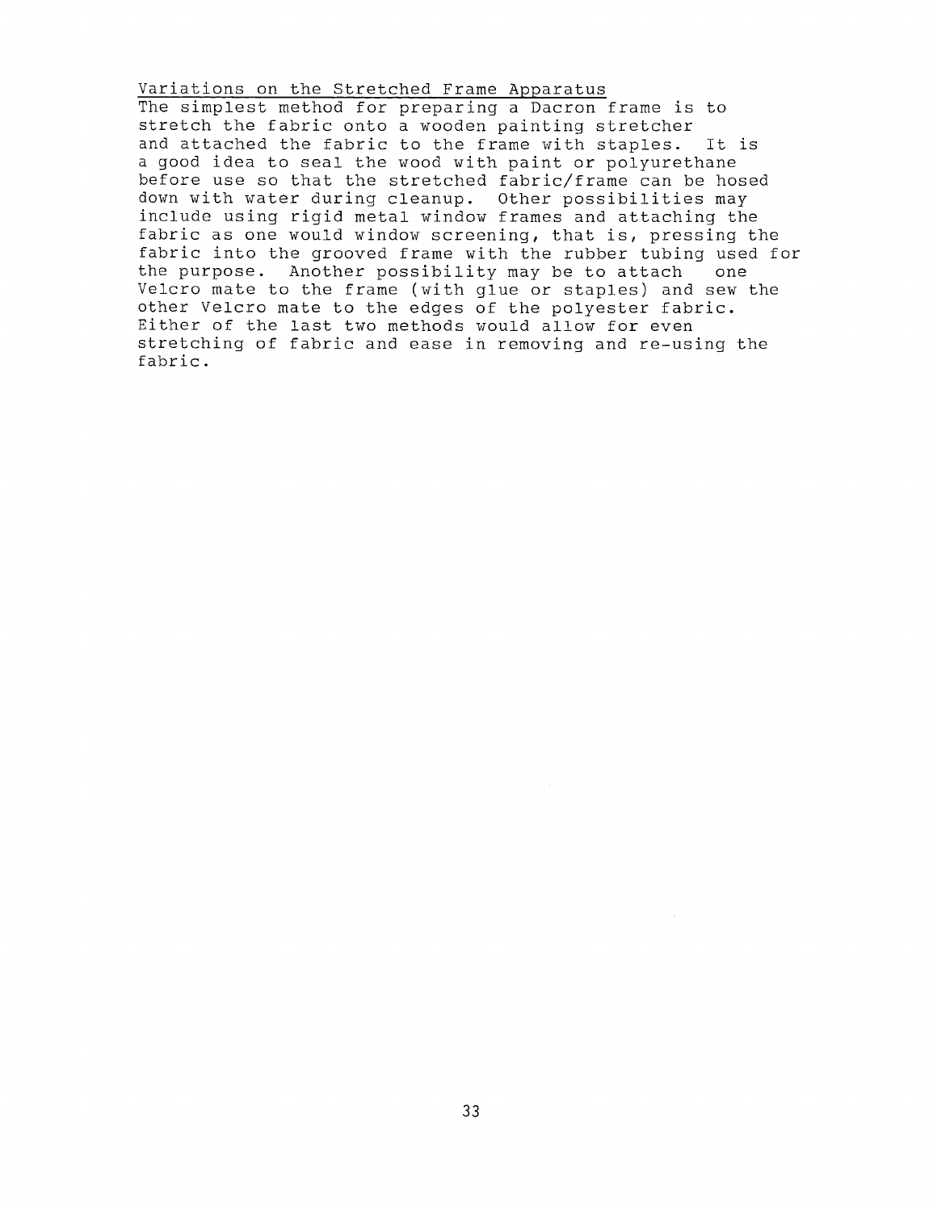## Variations on the Stretched Frame Apparatus

The simplest method for preparing a Dacron frame is to stretch the fabric onto a wooden painting stretcher and attached the fabric to the frame with staples. It is a good idea to seal the wood with paint or polyurethane before use so that the stretched fabric/frame can be hosed down with water during cleanup. Other possibilities may include using rigid metal window frames and attaching the fabric as one would window screening, that is, pressing the fabric into the grooved frame with the rubber tubing used for the purpose. Another possibility may be to attach one Velcro mate to the frame (with glue or staples) and sew the other Velcro mate to the edges of the polyester fabric. Either of the last two methods would allow for even stretching of fabric and ease in removing and re-using the fabric.